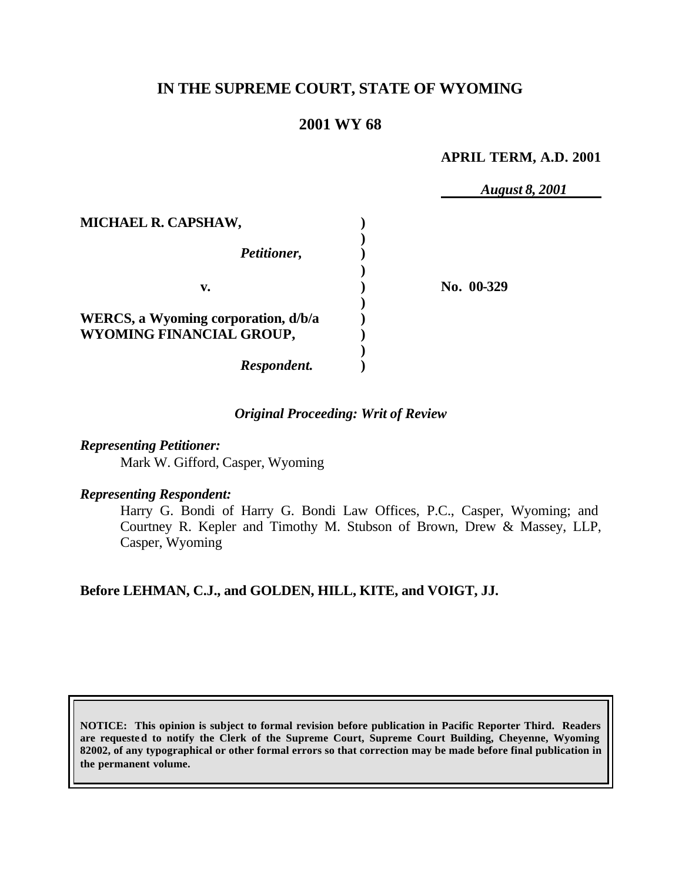# IN THE SUPREME COURT, STATE OF WYOMING

## 2001 WY 68

**APRIL TERM, A.D. 2001**

*August 8, 2001*

| | | |
|---|---|---|
| **MICHAEL R. CAPSHAW,** | **)** | |
| *Petitioner,* | **)** | |
| **v.** | **)** | **No. 00-329** |
| **WERCS, a Wyoming corporation, d/b/a WYOMING FINANCIAL GROUP,** | **)** | |
| *Respondent.* | **)** | |

*Original Proceeding: Writ of Review*

*Representing Petitioner:*

Mark W. Gifford, Casper, Wyoming

*Representing Respondent:*

Harry G. Bondi of Harry G. Bondi Law Offices, P.C., Casper, Wyoming; and Courtney R. Kepler and Timothy M. Stubson of Brown, Drew & Massey, LLP, Casper, Wyoming

**Before LEHMAN, C.J., and GOLDEN, HILL, KITE, and VOIGT, JJ.**

**NOTICE: This opinion is subject to formal revision before publication in Pacific Reporter Third. Readers are requested to notify the Clerk of the Supreme Court, Supreme Court Building, Cheyenne, Wyoming 82002, of any typographical or other formal errors so that correction may be made before final publication in the permanent volume.**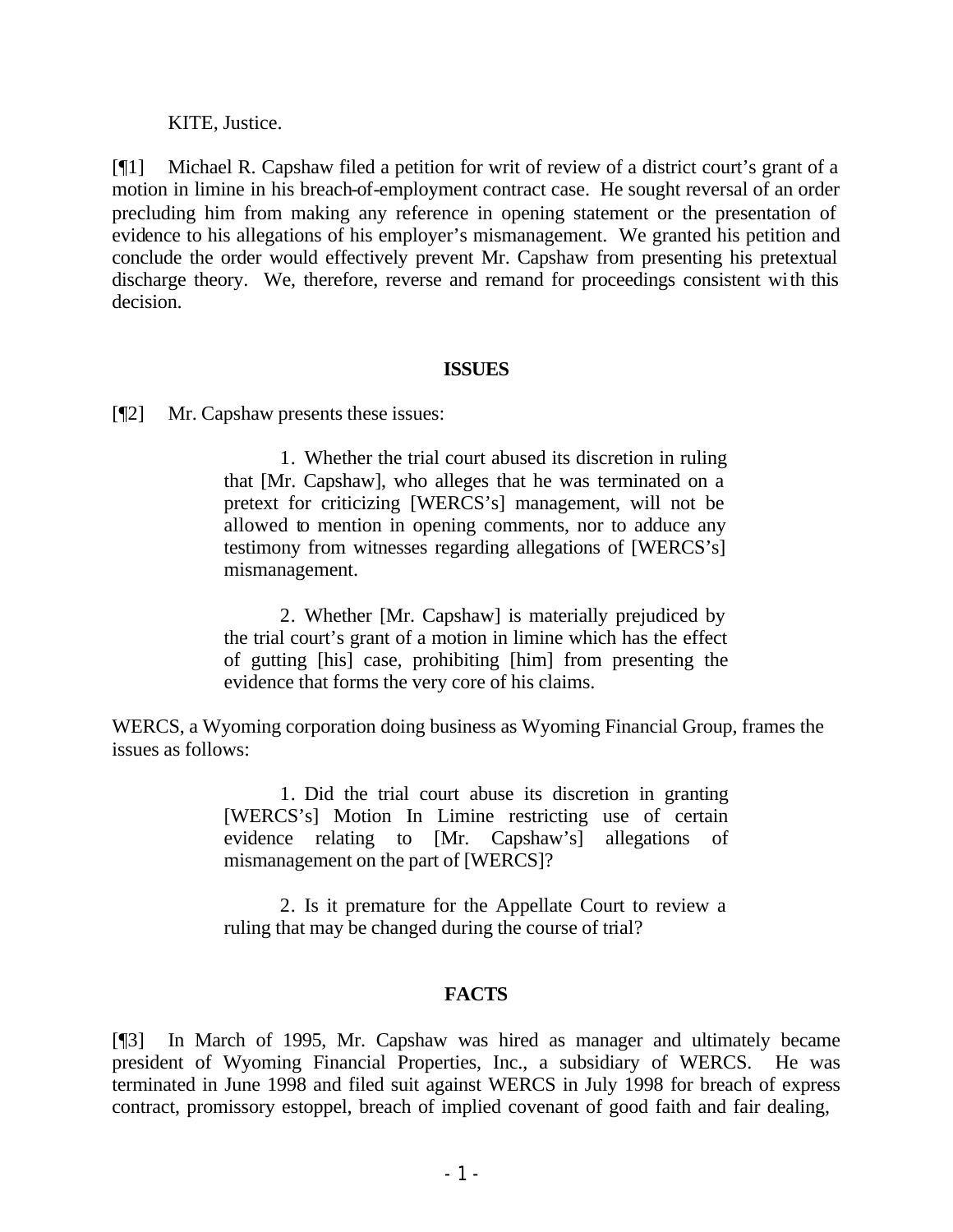KITE, Justice.

[¶1] Michael R. Capshaw filed a petition for writ of review of a district court's grant of a motion in limine in his breach-of-employment contract case. He sought reversal of an order precluding him from making any reference in opening statement or the presentation of evidence to his allegations of his employer's mismanagement. We granted his petition and conclude the order would effectively prevent Mr. Capshaw from presenting his pretextual discharge theory. We, therefore, reverse and remand for proceedings consistent with this decision.

**ISSUES**

[¶2] Mr. Capshaw presents these issues:

> 1. Whether the trial court abused its discretion in ruling that [Mr. Capshaw], who alleges that he was terminated on a pretext for criticizing [WERCS's] management, will not be allowed to mention in opening comments, nor to adduce any testimony from witnesses regarding allegations of [WERCS's] mismanagement.
>
> 2. Whether [Mr. Capshaw] is materially prejudiced by the trial court's grant of a motion in limine which has the effect of gutting [his] case, prohibiting [him] from presenting the evidence that forms the very core of his claims.

WERCS, a Wyoming corporation doing business as Wyoming Financial Group, frames the issues as follows:

> 1. Did the trial court abuse its discretion in granting [WERCS's] Motion In Limine restricting use of certain evidence relating to [Mr. Capshaw's] allegations of mismanagement on the part of [WERCS]?
>
> 2. Is it premature for the Appellate Court to review a ruling that may be changed during the course of trial?

**FACTS**

[¶3] In March of 1995, Mr. Capshaw was hired as manager and ultimately became president of Wyoming Financial Properties, Inc., a subsidiary of WERCS. He was terminated in June 1998 and filed suit against WERCS in July 1998 for breach of express contract, promissory estoppel, breach of implied covenant of good faith and fair dealing,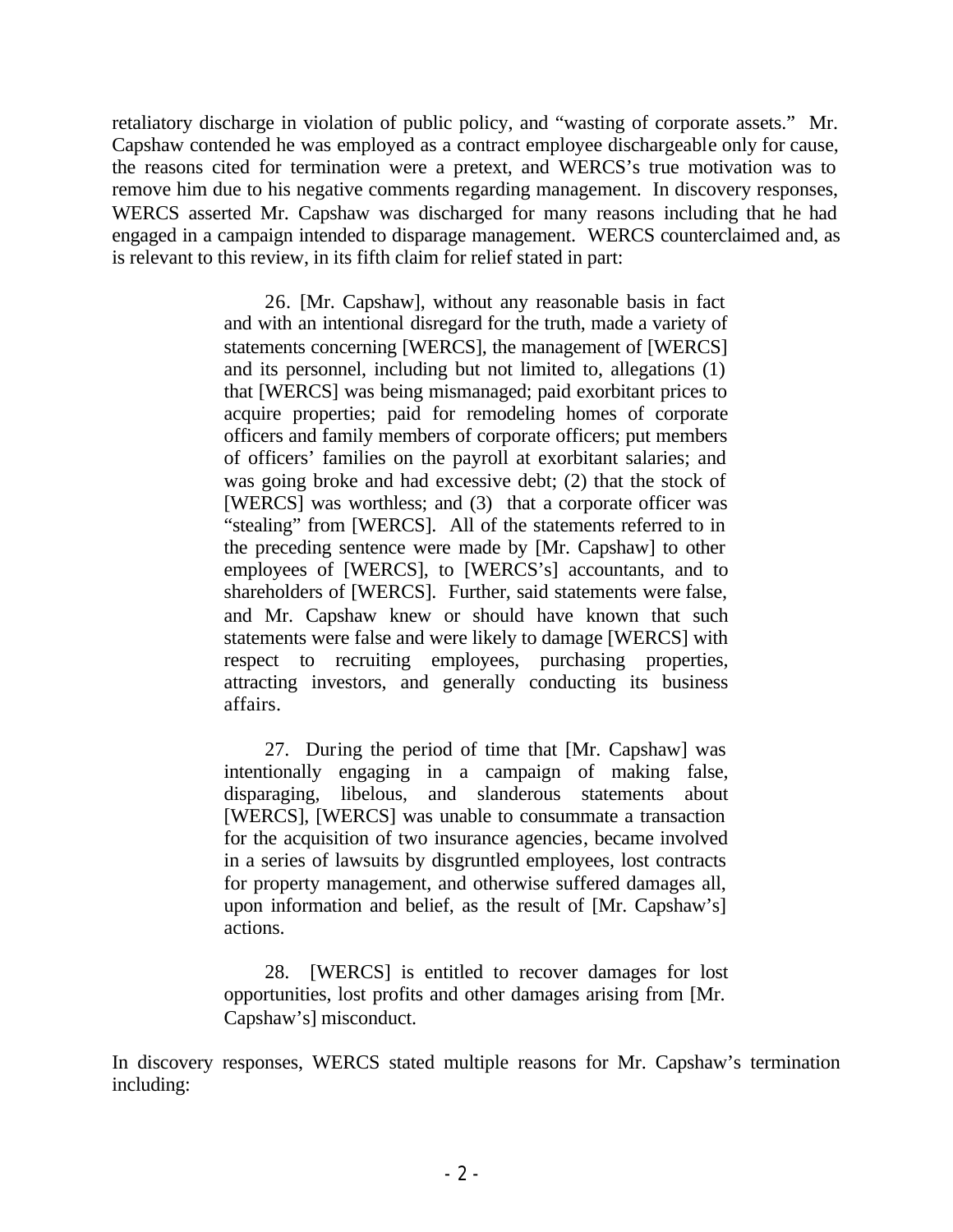retaliatory discharge in violation of public policy, and "wasting of corporate assets." Mr. Capshaw contended he was employed as a contract employee dischargeable only for cause, the reasons cited for termination were a pretext, and WERCS's true motivation was to remove him due to his negative comments regarding management. In discovery responses, WERCS asserted Mr. Capshaw was discharged for many reasons including that he had engaged in a campaign intended to disparage management. WERCS counterclaimed and, as is relevant to this review, in its fifth claim for relief stated in part:

> 26. [Mr. Capshaw], without any reasonable basis in fact and with an intentional disregard for the truth, made a variety of statements concerning [WERCS], the management of [WERCS] and its personnel, including but not limited to, allegations (1) that [WERCS] was being mismanaged; paid exorbitant prices to acquire properties; paid for remodeling homes of corporate officers and family members of corporate officers; put members of officers' families on the payroll at exorbitant salaries; and was going broke and had excessive debt; (2) that the stock of [WERCS] was worthless; and (3) that a corporate officer was "stealing" from [WERCS]. All of the statements referred to in the preceding sentence were made by [Mr. Capshaw] to other employees of [WERCS], to [WERCS's] accountants, and to shareholders of [WERCS]. Further, said statements were false, and Mr. Capshaw knew or should have known that such statements were false and were likely to damage [WERCS] with respect to recruiting employees, purchasing properties, attracting investors, and generally conducting its business affairs.
>
> 27. During the period of time that [Mr. Capshaw] was intentionally engaging in a campaign of making false, disparaging, libelous, and slanderous statements about [WERCS], [WERCS] was unable to consummate a transaction for the acquisition of two insurance agencies, became involved in a series of lawsuits by disgruntled employees, lost contracts for property management, and otherwise suffered damages all, upon information and belief, as the result of [Mr. Capshaw's] actions.
>
> 28. [WERCS] is entitled to recover damages for lost opportunities, lost profits and other damages arising from [Mr. Capshaw's] misconduct.

In discovery responses, WERCS stated multiple reasons for Mr. Capshaw's termination including: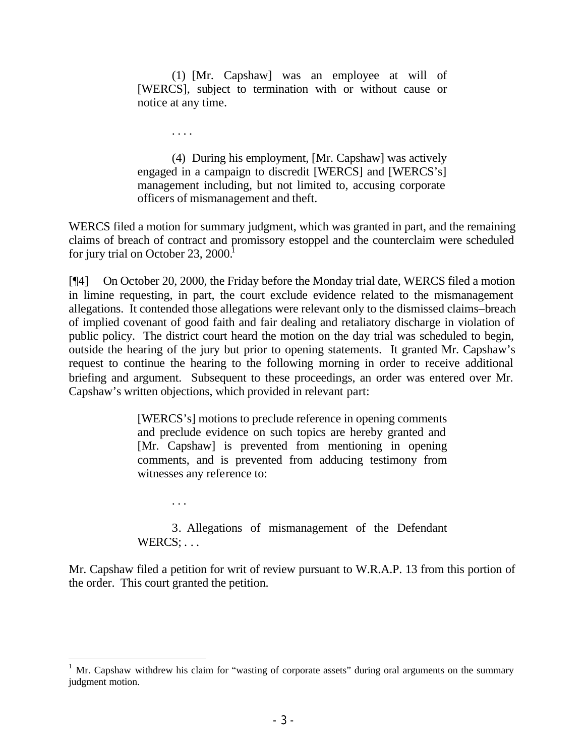> (1) [Mr. Capshaw] was an employee at will of [WERCS], subject to termination with or without cause or notice at any time.
>
> . . . .
>
> (4) During his employment, [Mr. Capshaw] was actively engaged in a campaign to discredit [WERCS] and [WERCS's] management including, but not limited to, accusing corporate officers of mismanagement and theft.

WERCS filed a motion for summary judgment, which was granted in part, and the remaining claims of breach of contract and promissory estoppel and the counterclaim were scheduled for jury trial on October 23, 2000.[1]

[¶4] On October 20, 2000, the Friday before the Monday trial date, WERCS filed a motion in limine requesting, in part, the court exclude evidence related to the mismanagement allegations. It contended those allegations were relevant only to the dismissed claims–breach of implied covenant of good faith and fair dealing and retaliatory discharge in violation of public policy. The district court heard the motion on the day trial was scheduled to begin, outside the hearing of the jury but prior to opening statements. It granted Mr. Capshaw's request to continue the hearing to the following morning in order to receive additional briefing and argument. Subsequent to these proceedings, an order was entered over Mr. Capshaw's written objections, which provided in relevant part:

> [WERCS's] motions to preclude reference in opening comments and preclude evidence on such topics are hereby granted and [Mr. Capshaw] is prevented from mentioning in opening comments, and is prevented from adducing testimony from witnesses any reference to:
>
> . . .
>
> 3. Allegations of mismanagement of the Defendant WERCS; . . .

Mr. Capshaw filed a petition for writ of review pursuant to W.R.A.P. 13 from this portion of the order. This court granted the petition.

---

[1] Mr. Capshaw withdrew his claim for "wasting of corporate assets" during oral arguments on the summary judgment motion.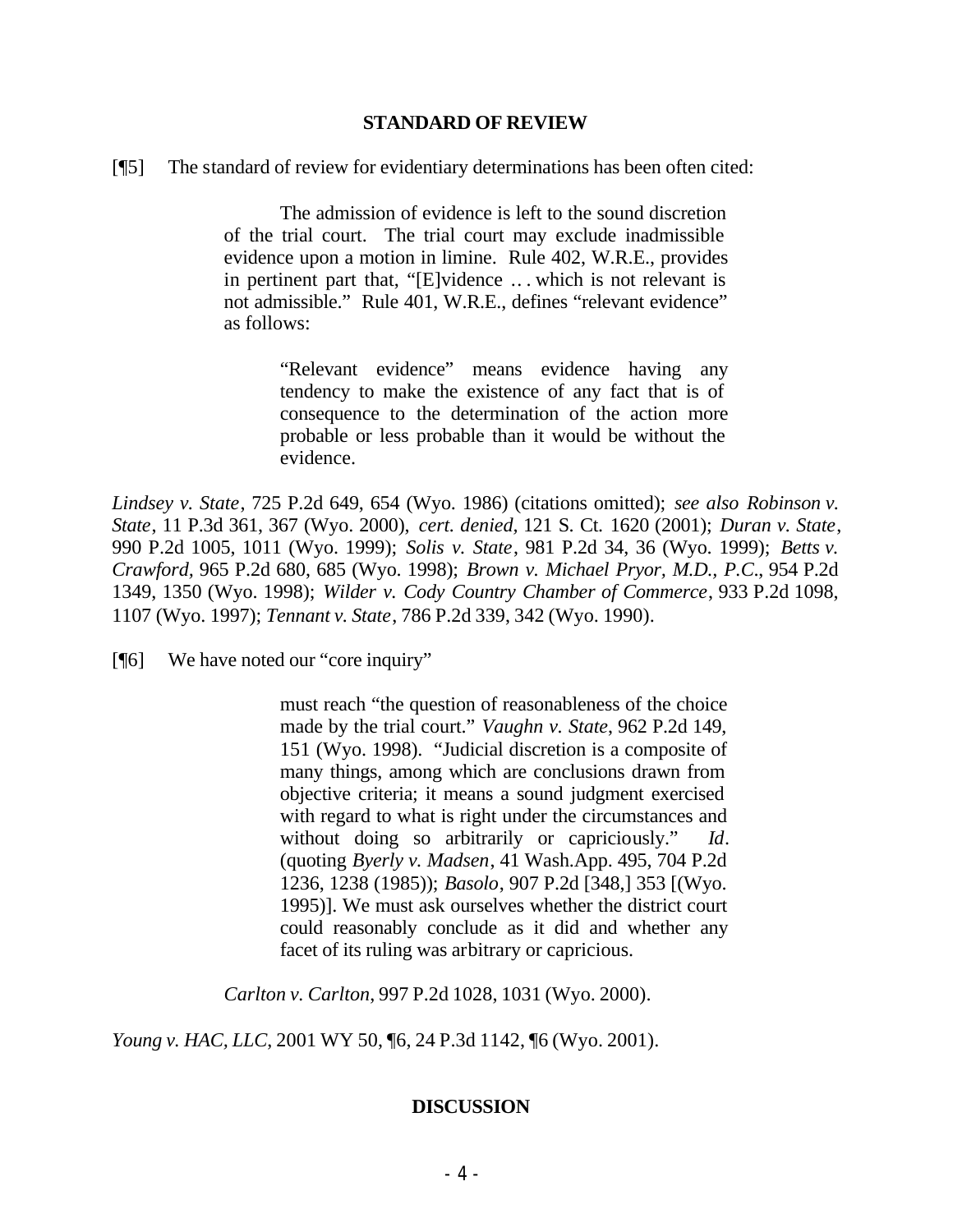## STANDARD OF REVIEW

[¶5] The standard of review for evidentiary determinations has been often cited:

> The admission of evidence is left to the sound discretion of the trial court. The trial court may exclude inadmissible evidence upon a motion in limine. Rule 402, W.R.E., provides in pertinent part that, "[E]vidence … which is not relevant is not admissible." Rule 401, W.R.E., defines "relevant evidence" as follows:
>
> > "Relevant evidence" means evidence having any tendency to make the existence of any fact that is of consequence to the determination of the action more probable or less probable than it would be without the evidence.

*Lindsey v. State*, 725 P.2d 649, 654 (Wyo. 1986) (citations omitted); *see also Robinson v. State*, 11 P.3d 361, 367 (Wyo. 2000), *cert. denied*, 121 S. Ct. 1620 (2001); *Duran v. State*, 990 P.2d 1005, 1011 (Wyo. 1999); *Solis v. State*, 981 P.2d 34, 36 (Wyo. 1999); *Betts v. Crawford*, 965 P.2d 680, 685 (Wyo. 1998); *Brown v. Michael Pryor, M.D., P.C.*, 954 P.2d 1349, 1350 (Wyo. 1998); *Wilder v. Cody Country Chamber of Commerce*, 933 P.2d 1098, 1107 (Wyo. 1997); *Tennant v. State*, 786 P.2d 339, 342 (Wyo. 1990).

[¶6] We have noted our "core inquiry"

> must reach "the question of reasonableness of the choice made by the trial court." *Vaughn v. State*, 962 P.2d 149, 151 (Wyo. 1998). "Judicial discretion is a composite of many things, among which are conclusions drawn from objective criteria; it means a sound judgment exercised with regard to what is right under the circumstances and without doing so arbitrarily or capriciously." *Id*. (quoting *Byerly v. Madsen*, 41 Wash.App. 495, 704 P.2d 1236, 1238 (1985)); *Basolo*, 907 P.2d [348,] 353 [(Wyo. 1995)]. We must ask ourselves whether the district court could reasonably conclude as it did and whether any facet of its ruling was arbitrary or capricious.
>
> *Carlton v. Carlton*, 997 P.2d 1028, 1031 (Wyo. 2000).

*Young v. HAC, LLC*, 2001 WY 50, ¶6, 24 P.3d 1142, ¶6 (Wyo. 2001).

## DISCUSSION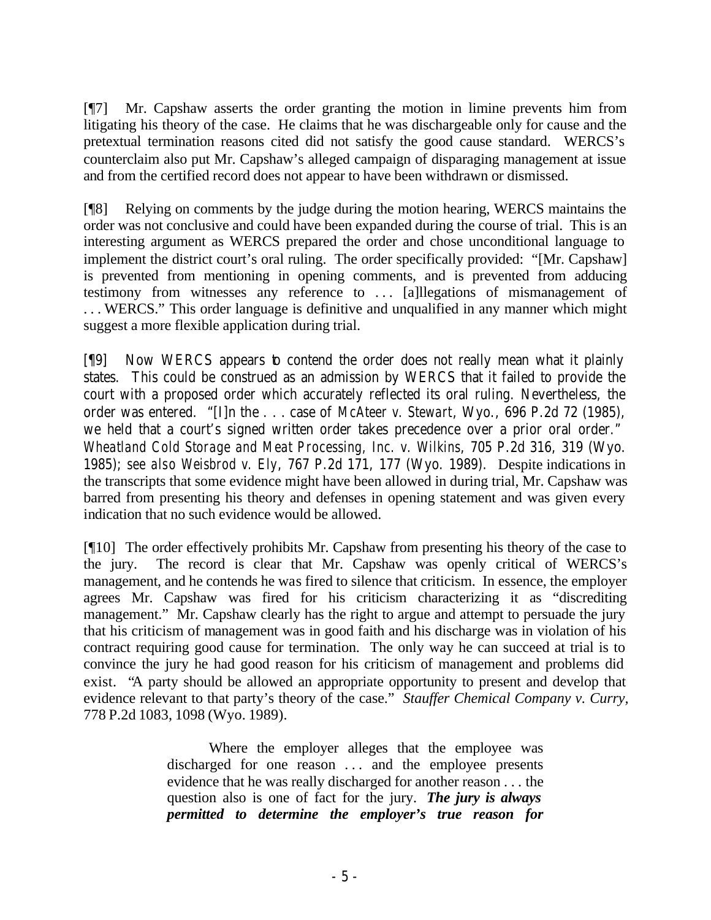[¶7] Mr. Capshaw asserts the order granting the motion in limine prevents him from litigating his theory of the case. He claims that he was dischargeable only for cause and the pretextual termination reasons cited did not satisfy the good cause standard. WERCS's counterclaim also put Mr. Capshaw's alleged campaign of disparaging management at issue and from the certified record does not appear to have been withdrawn or dismissed.

[¶8] Relying on comments by the judge during the motion hearing, WERCS maintains the order was not conclusive and could have been expanded during the course of trial. This is an interesting argument as WERCS prepared the order and chose unconditional language to implement the district court's oral ruling. The order specifically provided: "[Mr. Capshaw] is prevented from mentioning in opening comments, and is prevented from adducing testimony from witnesses any reference to . . . [a]llegations of mismanagement of . . . WERCS." This order language is definitive and unqualified in any manner which might suggest a more flexible application during trial.

[¶9] Now WERCS appears to contend the order does not really mean what it plainly states. This could be construed as an admission by WERCS that it failed to provide the court with a proposed order which accurately reflected its oral ruling. Nevertheless, the order was entered. "[I]n the . . . case of *McAteer v. Stewart*, Wyo., 696 P.2d 72 (1985), we held that a court's signed written order takes precedence over a prior oral order." *Wheatland Cold Storage and Meat Processing, Inc. v. Wilkins*, 705 P.2d 316, 319 (Wyo. 1985); *see also Weisbrod v. Ely*, 767 P.2d 171, 177 (Wyo. 1989). Despite indications in the transcripts that some evidence might have been allowed in during trial, Mr. Capshaw was barred from presenting his theory and defenses in opening statement and was given every indication that no such evidence would be allowed.

[¶10] The order effectively prohibits Mr. Capshaw from presenting his theory of the case to the jury. The record is clear that Mr. Capshaw was openly critical of WERCS's management, and he contends he was fired to silence that criticism. In essence, the employer agrees Mr. Capshaw was fired for his criticism characterizing it as "discrediting management." Mr. Capshaw clearly has the right to argue and attempt to persuade the jury that his criticism of management was in good faith and his discharge was in violation of his contract requiring good cause for termination. The only way he can succeed at trial is to convince the jury he had good reason for his criticism of management and problems did exist. "A party should be allowed an appropriate opportunity to present and develop that evidence relevant to that party's theory of the case." *Stauffer Chemical Company v. Curry*, 778 P.2d 1083, 1098 (Wyo. 1989).

> Where the employer alleges that the employee was discharged for one reason . . . and the employee presents evidence that he was really discharged for another reason . . . the question also is one of fact for the jury. ***The jury is always permitted to determine the employer's true reason for***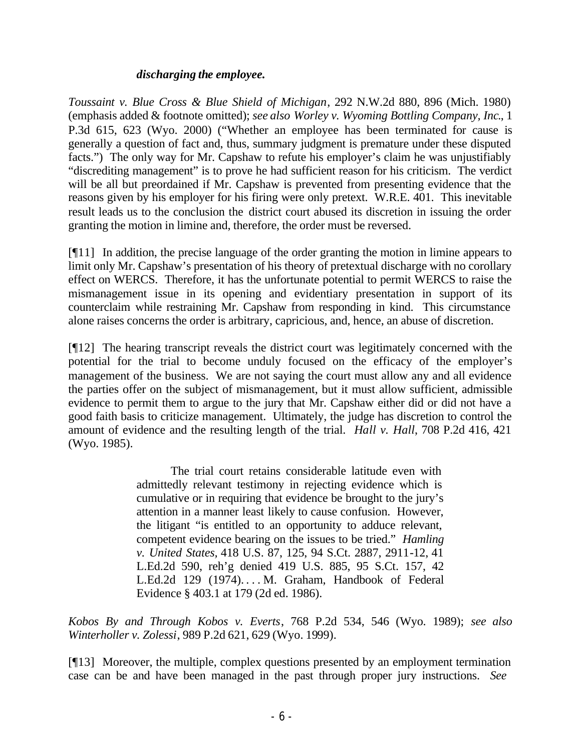> ***discharging the employee.***

*Toussaint v. Blue Cross & Blue Shield of Michigan*, 292 N.W.2d 880, 896 (Mich. 1980) (emphasis added & footnote omitted); *see also Worley v. Wyoming Bottling Company, Inc.*, 1 P.3d 615, 623 (Wyo. 2000) ("Whether an employee has been terminated for cause is generally a question of fact and, thus, summary judgment is premature under these disputed facts.") The only way for Mr. Capshaw to refute his employer's claim he was unjustifiably "discrediting management" is to prove he had sufficient reason for his criticism. The verdict will be all but preordained if Mr. Capshaw is prevented from presenting evidence that the reasons given by his employer for his firing were only pretext. W.R.E. 401. This inevitable result leads us to the conclusion the district court abused its discretion in issuing the order granting the motion in limine and, therefore, the order must be reversed.

[¶11] In addition, the precise language of the order granting the motion in limine appears to limit only Mr. Capshaw's presentation of his theory of pretextual discharge with no corollary effect on WERCS. Therefore, it has the unfortunate potential to permit WERCS to raise the mismanagement issue in its opening and evidentiary presentation in support of its counterclaim while restraining Mr. Capshaw from responding in kind. This circumstance alone raises concerns the order is arbitrary, capricious, and, hence, an abuse of discretion.

[¶12] The hearing transcript reveals the district court was legitimately concerned with the potential for the trial to become unduly focused on the efficacy of the employer's management of the business. We are not saying the court must allow any and all evidence the parties offer on the subject of mismanagement, but it must allow sufficient, admissible evidence to permit them to argue to the jury that Mr. Capshaw either did or did not have a good faith basis to criticize management. Ultimately, the judge has discretion to control the amount of evidence and the resulting length of the trial. *Hall v. Hall*, 708 P.2d 416, 421 (Wyo. 1985).

> The trial court retains considerable latitude even with admittedly relevant testimony in rejecting evidence which is cumulative or in requiring that evidence be brought to the jury's attention in a manner least likely to cause confusion. However, the litigant "is entitled to an opportunity to adduce relevant, competent evidence bearing on the issues to be tried." *Hamling v. United States,* 418 U.S. 87, 125, 94 S.Ct. 2887, 2911-12, 41 L.Ed.2d 590, reh'g denied 419 U.S. 885, 95 S.Ct. 157, 42 L.Ed.2d 129 (1974). . . . M. Graham, Handbook of Federal Evidence § 403.1 at 179 (2d ed. 1986).

*Kobos By and Through Kobos v. Everts*, 768 P.2d 534, 546 (Wyo. 1989); *see also Winterholler v. Zolessi*, 989 P.2d 621, 629 (Wyo. 1999).

[¶13] Moreover, the multiple, complex questions presented by an employment termination case can be and have been managed in the past through proper jury instructions. *See*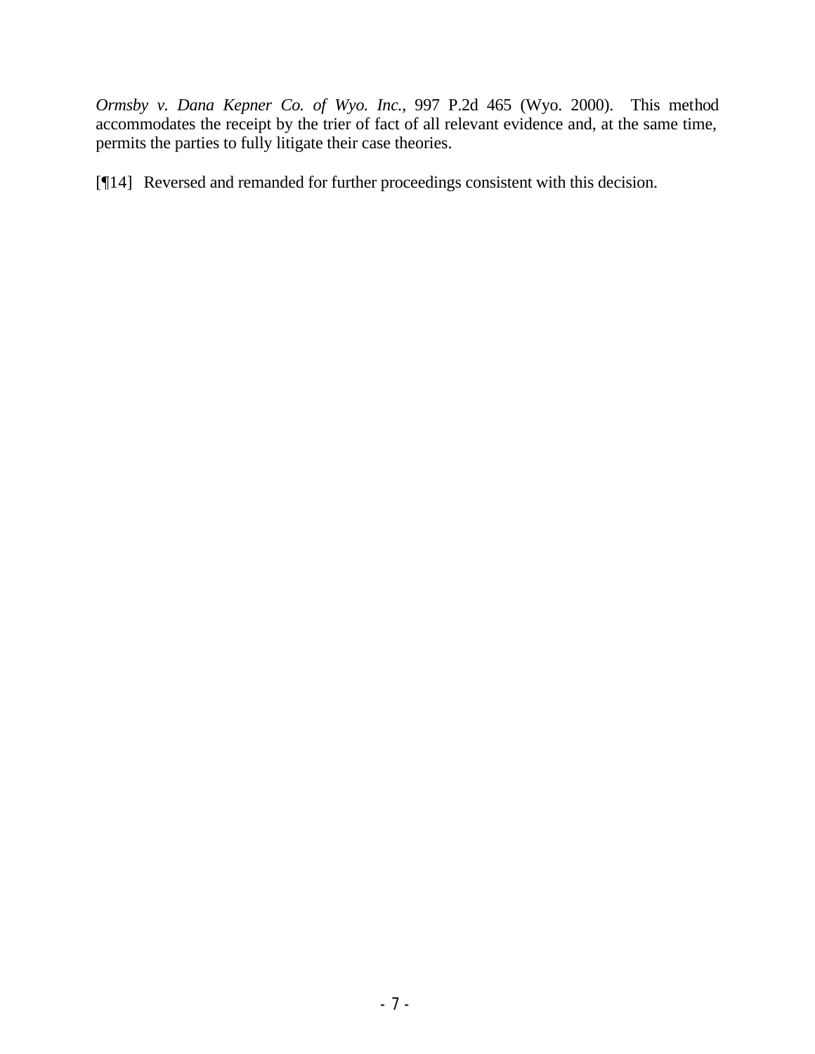*Ormsby v. Dana Kepner Co. of Wyo. Inc.*, 997 P.2d 465 (Wyo. 2000). This method accommodates the receipt by the trier of fact of all relevant evidence and, at the same time, permits the parties to fully litigate their case theories.

[¶14] Reversed and remanded for further proceedings consistent with this decision.